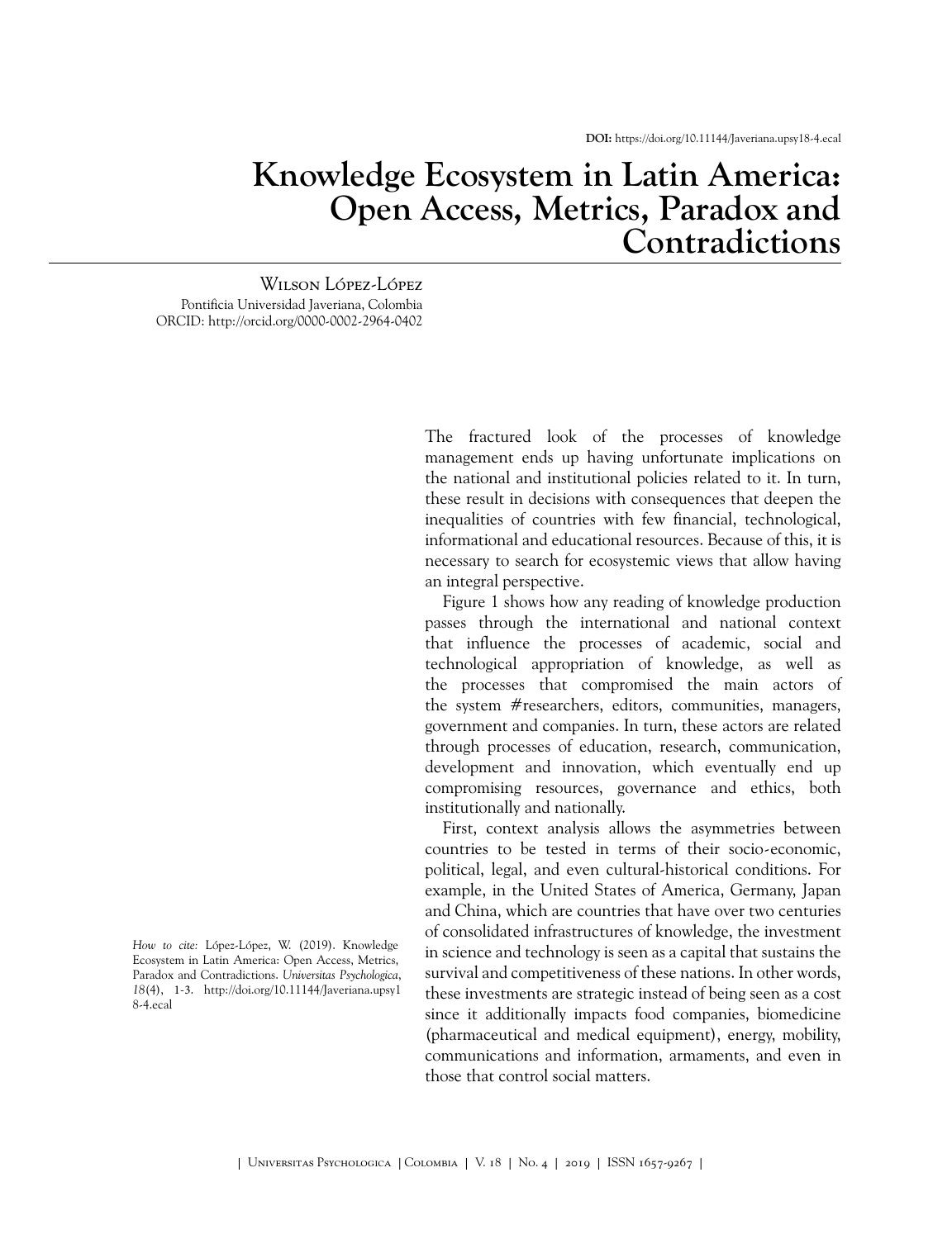DOI: https://doi.org/10.11144/Javeriana.upsy18-4.ecal

# Knowledge Ecosystem in Latin America: Open Access, Metrics, Paradox and Contradictions

Wilson López-López
Pontificia Universidad Javeriana, Colombia
ORCID: http://orcid.org/0000-0002-2964-0402

*How to cite:* López-López, W. (2019). Knowledge Ecosystem in Latin America: Open Access, Metrics, Paradox and Contradictions. *Universitas Psychologica*, *18*(4), 1-3. http://doi.org/10.11144/Javeriana.upsy18-4.ecal

The fractured look of the processes of knowledge management ends up having unfortunate implications on the national and institutional policies related to it. In turn, these result in decisions with consequences that deepen the inequalities of countries with few financial, technological, informational and educational resources. Because of this, it is necessary to search for ecosystemic views that allow having an integral perspective.

Figure 1 shows how any reading of knowledge production passes through the international and national context that influence the processes of academic, social and technological appropriation of knowledge, as well as the processes that compromised the main actors of the system #researchers, editors, communities, managers, government and companies. In turn, these actors are related through processes of education, research, communication, development and innovation, which eventually end up compromising resources, governance and ethics, both institutionally and nationally.

First, context analysis allows the asymmetries between countries to be tested in terms of their socio-economic, political, legal, and even cultural-historical conditions. For example, in the United States of America, Germany, Japan and China, which are countries that have over two centuries of consolidated infrastructures of knowledge, the investment in science and technology is seen as a capital that sustains the survival and competitiveness of these nations. In other words, these investments are strategic instead of being seen as a cost since it additionally impacts food companies, biomedicine (pharmaceutical and medical equipment), energy, mobility, communications and information, armaments, and even in those that control social matters.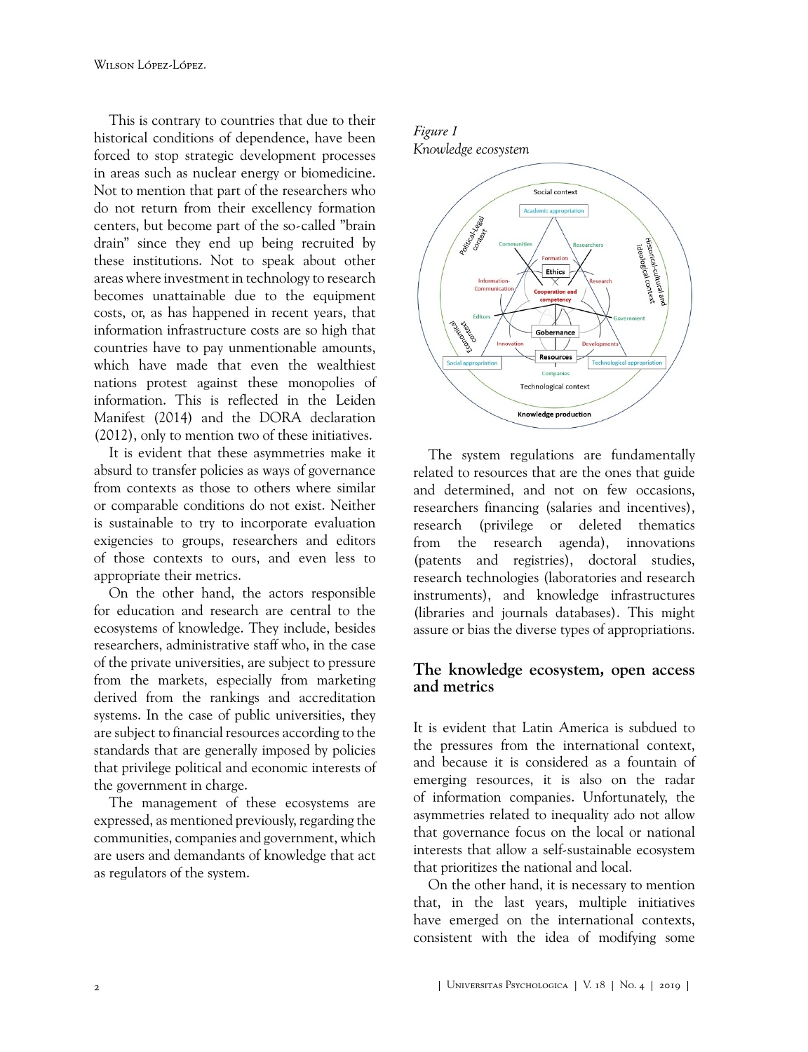This is contrary to countries that due to their historical conditions of dependence, have been forced to stop strategic development processes in areas such as nuclear energy or biomedicine. Not to mention that part of the researchers who do not return from their excellency formation centers, but become part of the so-called "brain drain" since they end up being recruited by these institutions. Not to speak about other areas where investment in technology to research becomes unattainable due to the equipment costs, or, as has happened in recent years, that information infrastructure costs are so high that countries have to pay unmentionable amounts, which have made that even the wealthiest nations protest against these monopolies of information. This is reflected in the Leiden Manifest (2014) and the DORA declaration (2012), only to mention two of these initiatives.

It is evident that these asymmetries make it absurd to transfer policies as ways of governance from contexts as those to others where similar or comparable conditions do not exist. Neither is sustainable to try to incorporate evaluation exigencies to groups, researchers and editors of those contexts to ours, and even less to appropriate their metrics.

On the other hand, the actors responsible for education and research are central to the ecosystems of knowledge. They include, besides researchers, administrative staff who, in the case of the private universities, are subject to pressure from the markets, especially from marketing derived from the rankings and accreditation systems. In the case of public universities, they are subject to financial resources according to the standards that are generally imposed by policies that privilege political and economic interests of the government in charge.

The management of these ecosystems are expressed, as mentioned previously, regarding the communities, companies and government, which are users and demandants of knowledge that act as regulators of the system.

*Figure 1*
*Knowledge ecosystem*

The system regulations are fundamentally related to resources that are the ones that guide and determined, and not on few occasions, researchers financing (salaries and incentives), research (privilege or deleted thematics from the research agenda), innovations (patents and registries), doctoral studies, research technologies (laboratories and research instruments), and knowledge infrastructures (libraries and journals databases). This might assure or bias the diverse types of appropriations.

## The knowledge ecosystem, open access and metrics

It is evident that Latin America is subdued to the pressures from the international context, and because it is considered as a fountain of emerging resources, it is also on the radar of information companies. Unfortunately, the asymmetries related to inequality ado not allow that governance focus on the local or national interests that allow a self-sustainable ecosystem that prioritizes the national and local.

On the other hand, it is necessary to mention that, in the last years, multiple initiatives have emerged on the international contexts, consistent with the idea of modifying some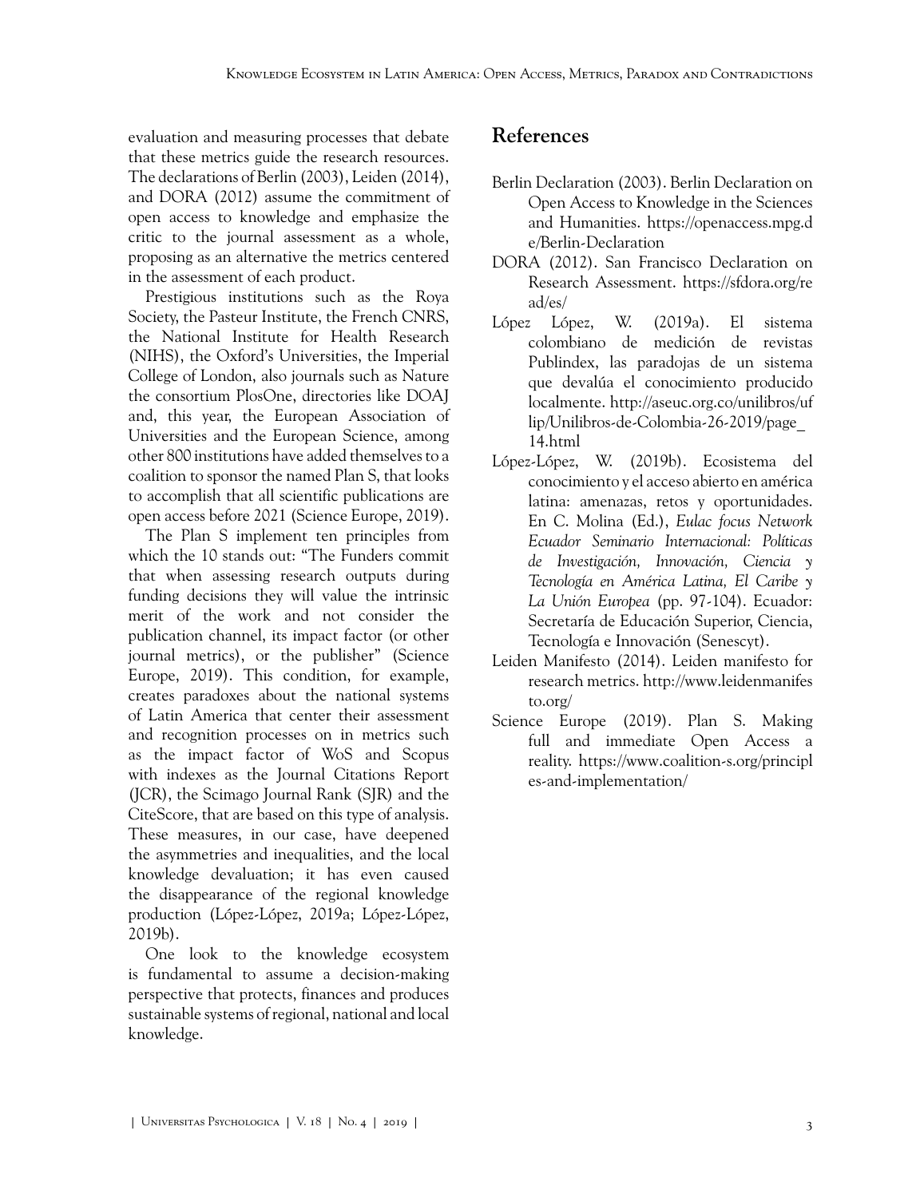evaluation and measuring processes that debate that these metrics guide the research resources. The declarations of Berlin (2003), Leiden (2014), and DORA (2012) assume the commitment of open access to knowledge and emphasize the critic to the journal assessment as a whole, proposing as an alternative the metrics centered in the assessment of each product.

Prestigious institutions such as the Roya Society, the Pasteur Institute, the French CNRS, the National Institute for Health Research (NIHS), the Oxford's Universities, the Imperial College of London, also journals such as Nature the consortium PlosOne, directories like DOAJ and, this year, the European Association of Universities and the European Science, among other 800 institutions have added themselves to a coalition to sponsor the named Plan S, that looks to accomplish that all scientific publications are open access before 2021 (Science Europe, 2019).

The Plan S implement ten principles from which the 10 stands out: "The Funders commit that when assessing research outputs during funding decisions they will value the intrinsic merit of the work and not consider the publication channel, its impact factor (or other journal metrics), or the publisher" (Science Europe, 2019). This condition, for example, creates paradoxes about the national systems of Latin America that center their assessment and recognition processes on in metrics such as the impact factor of WoS and Scopus with indexes as the Journal Citations Report (JCR), the Scimago Journal Rank (SJR) and the CiteScore, that are based on this type of analysis. These measures, in our case, have deepened the asymmetries and inequalities, and the local knowledge devaluation; it has even caused the disappearance of the regional knowledge production (López-López, 2019a; López-López, 2019b).

One look to the knowledge ecosystem is fundamental to assume a decision-making perspective that protects, finances and produces sustainable systems of regional, national and local knowledge.

## References

Berlin Declaration (2003). Berlin Declaration on Open Access to Knowledge in the Sciences and Humanities. https://openaccess.mpg.de/Berlin-Declaration

DORA (2012). San Francisco Declaration on Research Assessment. https://sfdora.org/read/es/

López López, W. (2019a). El sistema colombiano de medición de revistas Publindex, las paradojas de un sistema que devalúa el conocimiento producido localmente. http://aseuc.org.co/unilibros/uflip/Unilibros-de-Colombia-26-2019/page_14.html

López-López, W. (2019b). Ecosistema del conocimiento y el acceso abierto en américa latina: amenazas, retos y oportunidades. En C. Molina (Ed.), *Eulac focus Network Ecuador Seminario Internacional: Políticas de Investigación, Innovación, Ciencia y Tecnología en América Latina, El Caribe y La Unión Europea* (pp. 97-104). Ecuador: Secretaría de Educación Superior, Ciencia, Tecnología e Innovación (Senescyt).

Leiden Manifesto (2014). Leiden manifesto for research metrics. http://www.leidenmanifesto.org/

Science Europe (2019). Plan S. Making full and immediate Open Access a reality. https://www.coalition-s.org/principles-and-implementation/